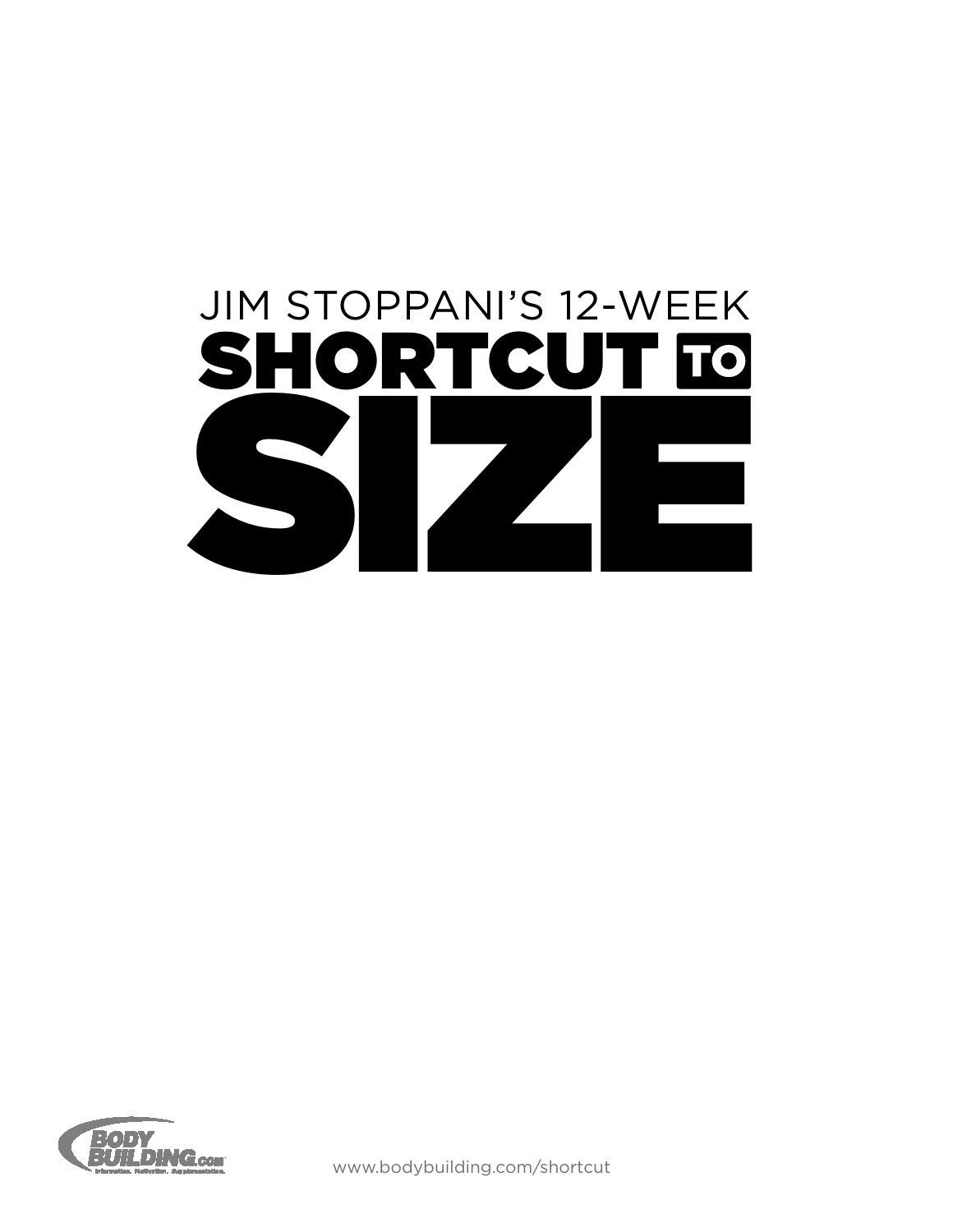# JIM STOPPANI'S 12-WEEK SHORTCUT TO SIZE

www.bodybuilding.com/shortcut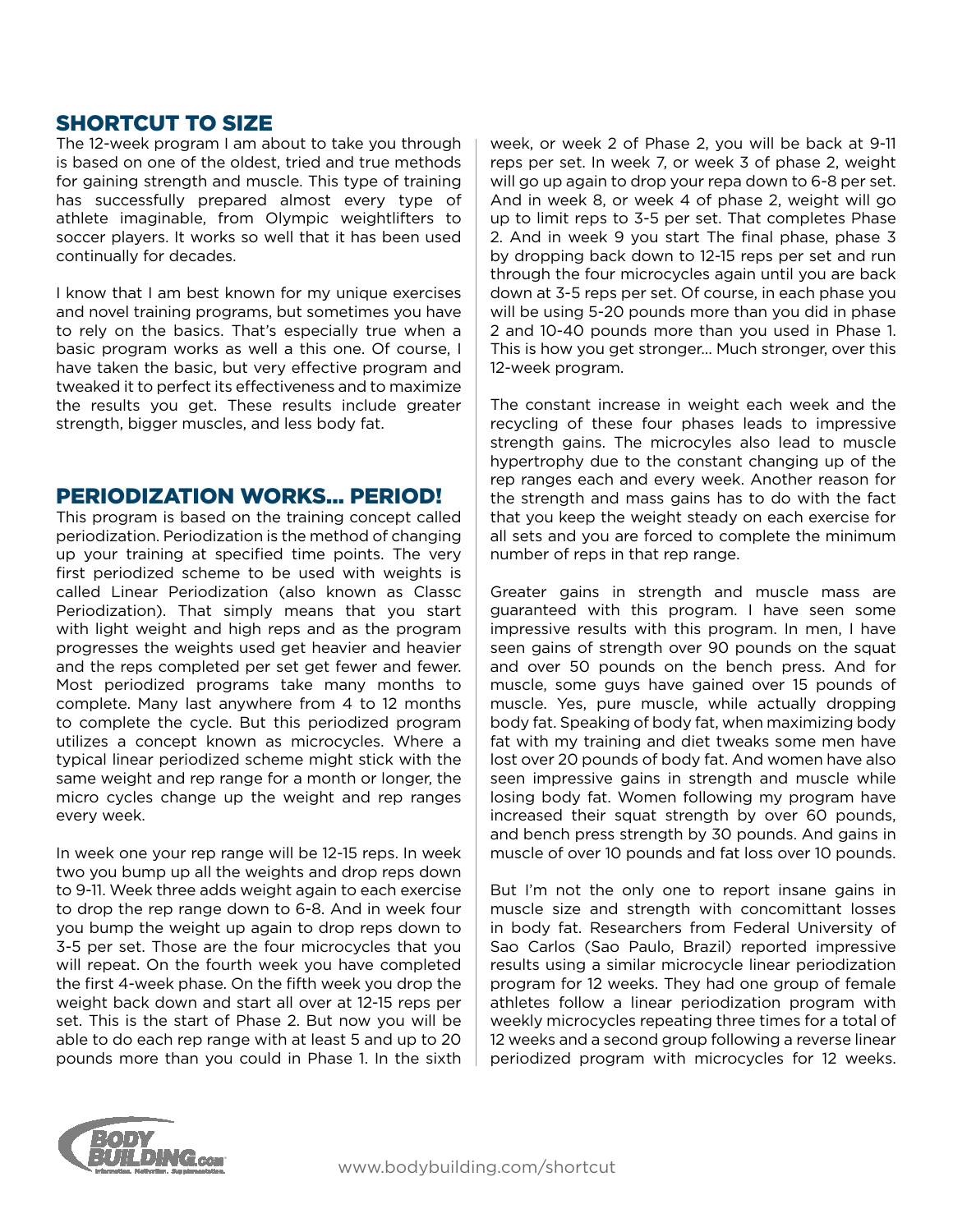## SHORTCUT TO SIZE

The 12-week program I am about to take you through is based on one of the oldest, tried and true methods for gaining strength and muscle. This type of training has successfully prepared almost every type of athlete imaginable, from Olympic weightlifters to soccer players. It works so well that it has been used continually for decades.

I know that I am best known for my unique exercises and novel training programs, but sometimes you have to rely on the basics. That's especially true when a basic program works as well a this one. Of course, I have taken the basic, but very effective program and tweaked it to perfect its effectiveness and to maximize the results you get. These results include greater strength, bigger muscles, and less body fat.

## PERIODIZATION WORKS... PERIOD!

This program is based on the training concept called periodization. Periodization is the method of changing up your training at specified time points. The very first periodized scheme to be used with weights is called Linear Periodization (also known as Classc Periodization). That simply means that you start with light weight and high reps and as the program progresses the weights used get heavier and heavier and the reps completed per set get fewer and fewer. Most periodized programs take many months to complete. Many last anywhere from 4 to 12 months to complete the cycle. But this periodized program utilizes a concept known as microcycles. Where a typical linear periodized scheme might stick with the same weight and rep range for a month or longer, the micro cycles change up the weight and rep ranges every week.

In week one your rep range will be 12-15 reps. In week two you bump up all the weights and drop reps down to 9-11. Week three adds weight again to each exercise to drop the rep range down to 6-8. And in week four you bump the weight up again to drop reps down to 3-5 per set. Those are the four microcycles that you will repeat. On the fourth week you have completed the first 4-week phase. On the fifth week you drop the weight back down and start all over at 12-15 reps per set. This is the start of Phase 2. But now you will be able to do each rep range with at least 5 and up to 20 pounds more than you could in Phase 1. In the sixth week, or week 2 of Phase 2, you will be back at 9-11 reps per set. In week 7, or week 3 of phase 2, weight will go up again to drop your repa down to 6-8 per set. And in week 8, or week 4 of phase 2, weight will go up to limit reps to 3-5 per set. That completes Phase 2. And in week 9 you start The final phase, phase 3 by dropping back down to 12-15 reps per set and run through the four microcycles again until you are back down at 3-5 reps per set. Of course, in each phase you will be using 5-20 pounds more than you did in phase 2 and 10-40 pounds more than you used in Phase 1. This is how you get stronger... Much stronger, over this 12-week program.

The constant increase in weight each week and the recycling of these four phases leads to impressive strength gains. The microcyles also lead to muscle hypertrophy due to the constant changing up of the rep ranges each and every week. Another reason for the strength and mass gains has to do with the fact that you keep the weight steady on each exercise for all sets and you are forced to complete the minimum number of reps in that rep range.

Greater gains in strength and muscle mass are guaranteed with this program. I have seen some impressive results with this program. In men, I have seen gains of strength over 90 pounds on the squat and over 50 pounds on the bench press. And for muscle, some guys have gained over 15 pounds of muscle. Yes, pure muscle, while actually dropping body fat. Speaking of body fat, when maximizing body fat with my training and diet tweaks some men have lost over 20 pounds of body fat. And women have also seen impressive gains in strength and muscle while losing body fat. Women following my program have increased their squat strength by over 60 pounds, and bench press strength by 30 pounds. And gains in muscle of over 10 pounds and fat loss over 10 pounds.

But I'm not the only one to report insane gains in muscle size and strength with concomittant losses in body fat. Researchers from Federal University of Sao Carlos (Sao Paulo, Brazil) reported impressive results using a similar microcycle linear periodization program for 12 weeks. They had one group of female athletes follow a linear periodization program with weekly microcycles repeating three times for a total of 12 weeks and a second group following a reverse linear periodized program with microcycles for 12 weeks.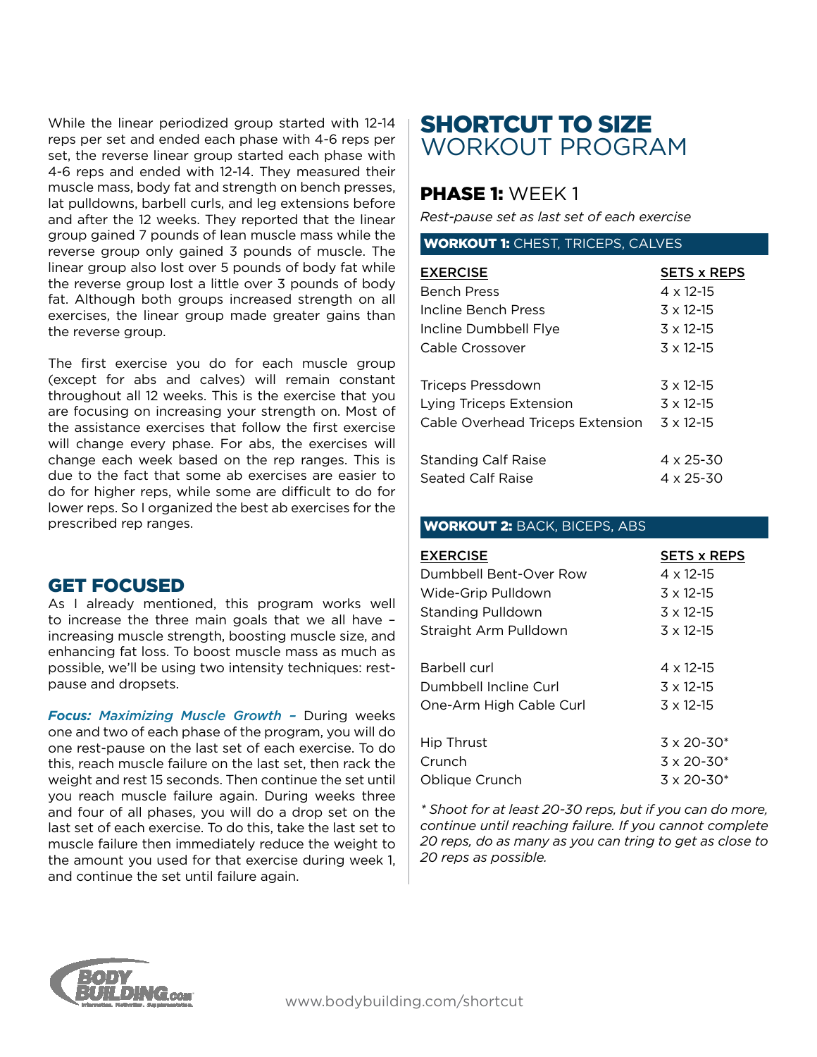While the linear periodized group started with 12-14 reps per set and ended each phase with 4-6 reps per set, the reverse linear group started each phase with 4-6 reps and ended with 12-14. They measured their muscle mass, body fat and strength on bench presses, lat pulldowns, barbell curls, and leg extensions before and after the 12 weeks. They reported that the linear group gained 7 pounds of lean muscle mass while the reverse group only gained 3 pounds of muscle. The linear group also lost over 5 pounds of body fat while the reverse group lost a little over 3 pounds of body fat. Although both groups increased strength on all exercises, the linear group made greater gains than the reverse group.

The first exercise you do for each muscle group (except for abs and calves) will remain constant throughout all 12 weeks. This is the exercise that you are focusing on increasing your strength on. Most of the assistance exercises that follow the first exercise will change every phase. For abs, the exercises will change each week based on the rep ranges. This is due to the fact that some ab exercises are easier to do for higher reps, while some are difficult to do for lower reps. So I organized the best ab exercises for the prescribed rep ranges.

## GET FOCUSED

As I already mentioned, this program works well to increase the three main goals that we all have – increasing muscle strength, boosting muscle size, and enhancing fat loss. To boost muscle mass as much as possible, we'll be using two intensity techniques: rest-pause and dropsets.

***Focus: Maximizing Muscle Growth –*** During weeks one and two of each phase of the program, you will do one rest-pause on the last set of each exercise. To do this, reach muscle failure on the last set, then rack the weight and rest 15 seconds. Then continue the set until you reach muscle failure again. During weeks three and four of all phases, you will do a drop set on the last set of each exercise. To do this, take the last set to muscle failure then immediately reduce the weight to the amount you used for that exercise during week 1, and continue the set until failure again.

# SHORTCUT TO SIZE WORKOUT PROGRAM

## PHASE 1: WEEK 1

*Rest-pause set as last set of each exercise*

### WORKOUT 1: CHEST, TRICEPS, CALVES

| EXERCISE | SETS x REPS |
|---|---|
| Bench Press | 4 x 12-15 |
| Incline Bench Press | 3 x 12-15 |
| Incline Dumbbell Flye | 3 x 12-15 |
| Cable Crossover | 3 x 12-15 |
| | |
| Triceps Pressdown | 3 x 12-15 |
| Lying Triceps Extension | 3 x 12-15 |
| Cable Overhead Triceps Extension | 3 x 12-15 |
| | |
| Standing Calf Raise | 4 x 25-30 |
| Seated Calf Raise | 4 x 25-30 |

### WORKOUT 2: BACK, BICEPS, ABS

| EXERCISE | SETS x REPS |
|---|---|
| Dumbbell Bent-Over Row | 4 x 12-15 |
| Wide-Grip Pulldown | 3 x 12-15 |
| Standing Pulldown | 3 x 12-15 |
| Straight Arm Pulldown | 3 x 12-15 |
| | |
| Barbell curl | 4 x 12-15 |
| Dumbbell Incline Curl | 3 x 12-15 |
| One-Arm High Cable Curl | 3 x 12-15 |
| | |
| Hip Thrust | 3 x 20-30* |
| Crunch | 3 x 20-30* |
| Oblique Crunch | 3 x 20-30* |

*\* Shoot for at least 20-30 reps, but if you can do more, continue until reaching failure. If you cannot complete 20 reps, do as many as you can tring to get as close to 20 reps as possible.*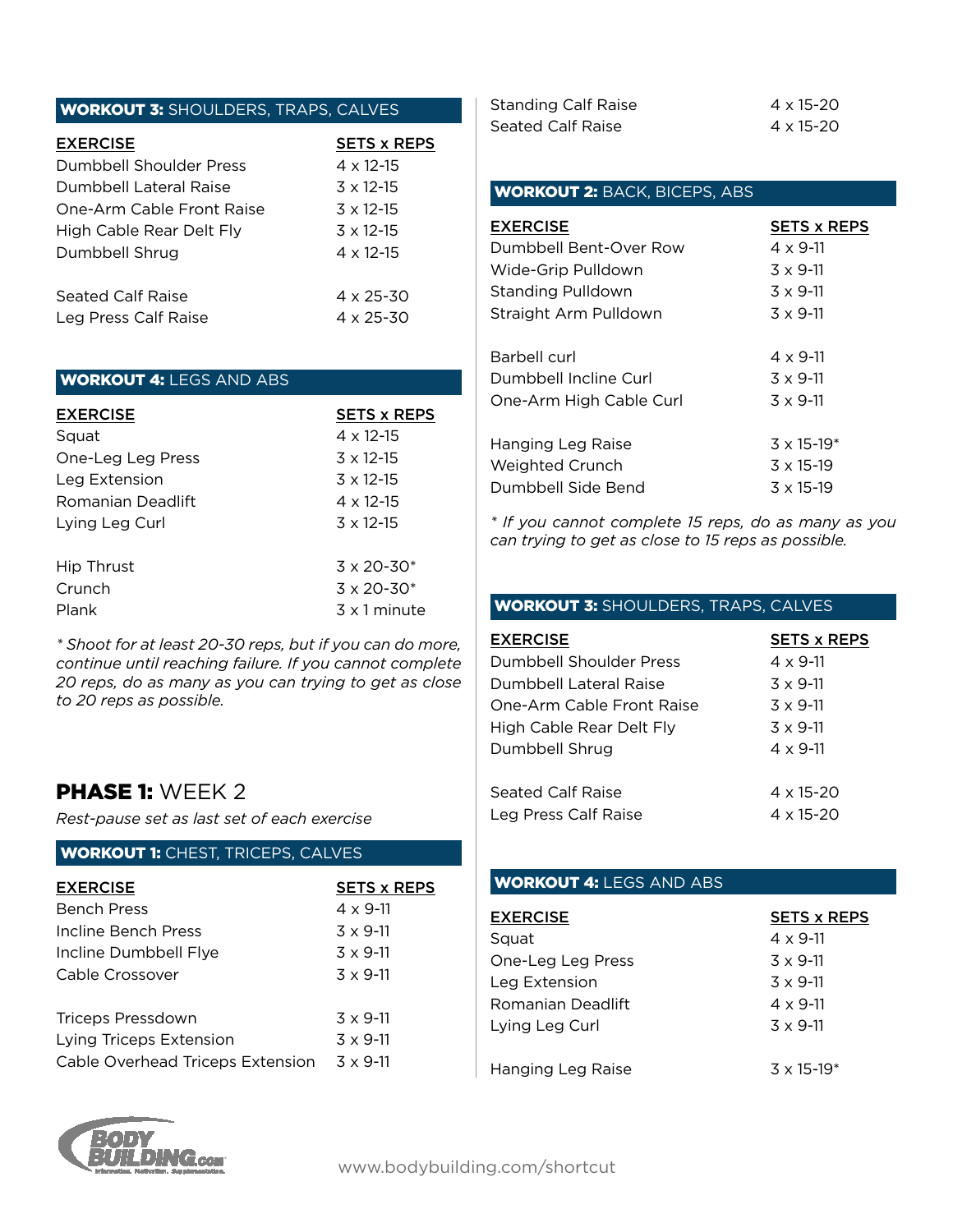### **WORKOUT 3:** SHOULDERS, TRAPS, CALVES

| EXERCISE | SETS x REPS |
|---|---|
| Dumbbell Shoulder Press | 4 x 12-15 |
| Dumbbell Lateral Raise | 3 x 12-15 |
| One-Arm Cable Front Raise | 3 x 12-15 |
| High Cable Rear Delt Fly | 3 x 12-15 |
| Dumbbell Shrug | 4 x 12-15 |
| | |
| Seated Calf Raise | 4 x 25-30 |
| Leg Press Calf Raise | 4 x 25-30 |

### **WORKOUT 4:** LEGS AND ABS

| EXERCISE | SETS x REPS |
|---|---|
| Squat | 4 x 12-15 |
| One-Leg Leg Press | 3 x 12-15 |
| Leg Extension | 3 x 12-15 |
| Romanian Deadlift | 4 x 12-15 |
| Lying Leg Curl | 3 x 12-15 |
| | |
| Hip Thrust | 3 x 20-30* |
| Crunch | 3 x 20-30* |
| Plank | 3 x 1 minute |

*\* Shoot for at least 20-30 reps, but if you can do more, continue until reaching failure. If you cannot complete 20 reps, do as many as you can trying to get as close to 20 reps as possible.*

## **PHASE 1:** WEEK 2

*Rest-pause set as last set of each exercise*

### **WORKOUT 1:** CHEST, TRICEPS, CALVES

| EXERCISE | SETS x REPS |
|---|---|
| Bench Press | 4 x 9-11 |
| Incline Bench Press | 3 x 9-11 |
| Incline Dumbbell Flye | 3 x 9-11 |
| Cable Crossover | 3 x 9-11 |
| | |
| Triceps Pressdown | 3 x 9-11 |
| Lying Triceps Extension | 3 x 9-11 |
| Cable Overhead Triceps Extension | 3 x 9-11 |
| | |
| Standing Calf Raise | 4 x 15-20 |
| Seated Calf Raise | 4 x 15-20 |

### **WORKOUT 2:** BACK, BICEPS, ABS

| EXERCISE | SETS x REPS |
|---|---|
| Dumbbell Bent-Over Row | 4 x 9-11 |
| Wide-Grip Pulldown | 3 x 9-11 |
| Standing Pulldown | 3 x 9-11 |
| Straight Arm Pulldown | 3 x 9-11 |
| | |
| Barbell curl | 4 x 9-11 |
| Dumbbell Incline Curl | 3 x 9-11 |
| One-Arm High Cable Curl | 3 x 9-11 |
| | |
| Hanging Leg Raise | 3 x 15-19* |
| Weighted Crunch | 3 x 15-19 |
| Dumbbell Side Bend | 3 x 15-19 |

*\* If you cannot complete 15 reps, do as many as you can trying to get as close to 15 reps as possible.*

### **WORKOUT 3:** SHOULDERS, TRAPS, CALVES

| EXERCISE | SETS x REPS |
|---|---|
| Dumbbell Shoulder Press | 4 x 9-11 |
| Dumbbell Lateral Raise | 3 x 9-11 |
| One-Arm Cable Front Raise | 3 x 9-11 |
| High Cable Rear Delt Fly | 3 x 9-11 |
| Dumbbell Shrug | 4 x 9-11 |
| | |
| Seated Calf Raise | 4 x 15-20 |
| Leg Press Calf Raise | 4 x 15-20 |

### **WORKOUT 4:** LEGS AND ABS

| EXERCISE | SETS x REPS |
|---|---|
| Squat | 4 x 9-11 |
| One-Leg Leg Press | 3 x 9-11 |
| Leg Extension | 3 x 9-11 |
| Romanian Deadlift | 4 x 9-11 |
| Lying Leg Curl | 3 x 9-11 |
| | |
| Hanging Leg Raise | 3 x 15-19* |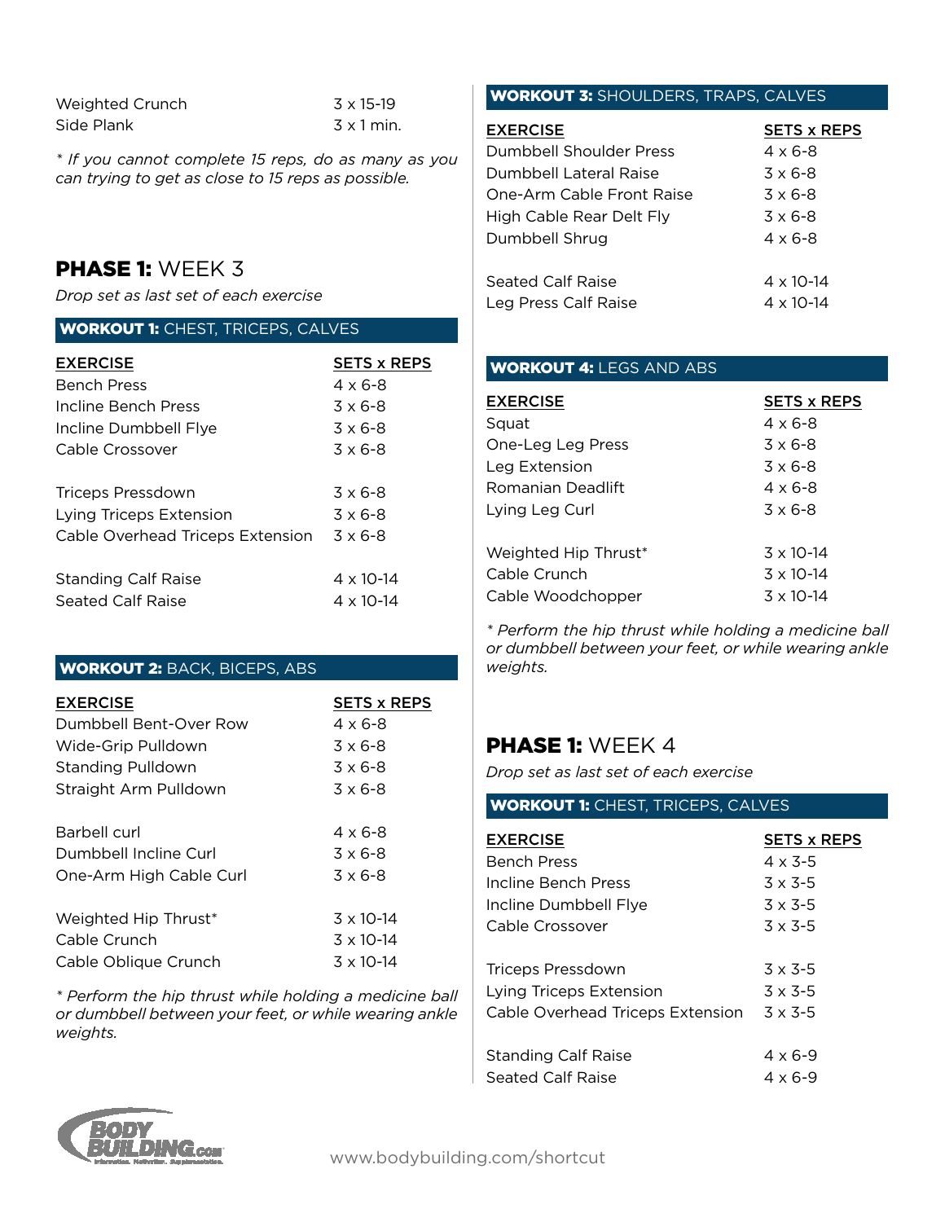| | |
|---|---|
| Weighted Crunch | 3 x 15-19 |
| Side Plank | 3 x 1 min. |

*\* If you cannot complete 15 reps, do as many as you can trying to get as close to 15 reps as possible.*

## **PHASE 1:** WEEK 3

*Drop set as last set of each exercise*

### **WORKOUT 1:** CHEST, TRICEPS, CALVES

| EXERCISE | SETS x REPS |
|---|---|
| Bench Press | 4 x 6-8 |
| Incline Bench Press | 3 x 6-8 |
| Incline Dumbbell Flye | 3 x 6-8 |
| Cable Crossover | 3 x 6-8 |
| | |
| Triceps Pressdown | 3 x 6-8 |
| Lying Triceps Extension | 3 x 6-8 |
| Cable Overhead Triceps Extension | 3 x 6-8 |
| | |
| Standing Calf Raise | 4 x 10-14 |
| Seated Calf Raise | 4 x 10-14 |

### **WORKOUT 2:** BACK, BICEPS, ABS

| EXERCISE | SETS x REPS |
|---|---|
| Dumbbell Bent-Over Row | 4 x 6-8 |
| Wide-Grip Pulldown | 3 x 6-8 |
| Standing Pulldown | 3 x 6-8 |
| Straight Arm Pulldown | 3 x 6-8 |
| | |
| Barbell curl | 4 x 6-8 |
| Dumbbell Incline Curl | 3 x 6-8 |
| One-Arm High Cable Curl | 3 x 6-8 |
| | |
| Weighted Hip Thrust* | 3 x 10-14 |
| Cable Crunch | 3 x 10-14 |
| Cable Oblique Crunch | 3 x 10-14 |

*\* Perform the hip thrust while holding a medicine ball or dumbbell between your feet, or while wearing ankle weights.*

### **WORKOUT 3:** SHOULDERS, TRAPS, CALVES

| EXERCISE | SETS x REPS |
|---|---|
| Dumbbell Shoulder Press | 4 x 6-8 |
| Dumbbell Lateral Raise | 3 x 6-8 |
| One-Arm Cable Front Raise | 3 x 6-8 |
| High Cable Rear Delt Fly | 3 x 6-8 |
| Dumbbell Shrug | 4 x 6-8 |
| | |
| Seated Calf Raise | 4 x 10-14 |
| Leg Press Calf Raise | 4 x 10-14 |

### **WORKOUT 4:** LEGS AND ABS

| EXERCISE | SETS x REPS |
|---|---|
| Squat | 4 x 6-8 |
| One-Leg Leg Press | 3 x 6-8 |
| Leg Extension | 3 x 6-8 |
| Romanian Deadlift | 4 x 6-8 |
| Lying Leg Curl | 3 x 6-8 |
| | |
| Weighted Hip Thrust* | 3 x 10-14 |
| Cable Crunch | 3 x 10-14 |
| Cable Woodchopper | 3 x 10-14 |

*\* Perform the hip thrust while holding a medicine ball or dumbbell between your feet, or while wearing ankle weights.*

## **PHASE 1:** WEEK 4

*Drop set as last set of each exercise*

### **WORKOUT 1:** CHEST, TRICEPS, CALVES

| EXERCISE | SETS x REPS |
|---|---|
| Bench Press | 4 x 3-5 |
| Incline Bench Press | 3 x 3-5 |
| Incline Dumbbell Flye | 3 x 3-5 |
| Cable Crossover | 3 x 3-5 |
| | |
| Triceps Pressdown | 3 x 3-5 |
| Lying Triceps Extension | 3 x 3-5 |
| Cable Overhead Triceps Extension | 3 x 3-5 |
| | |
| Standing Calf Raise | 4 x 6-9 |
| Seated Calf Raise | 4 x 6-9 |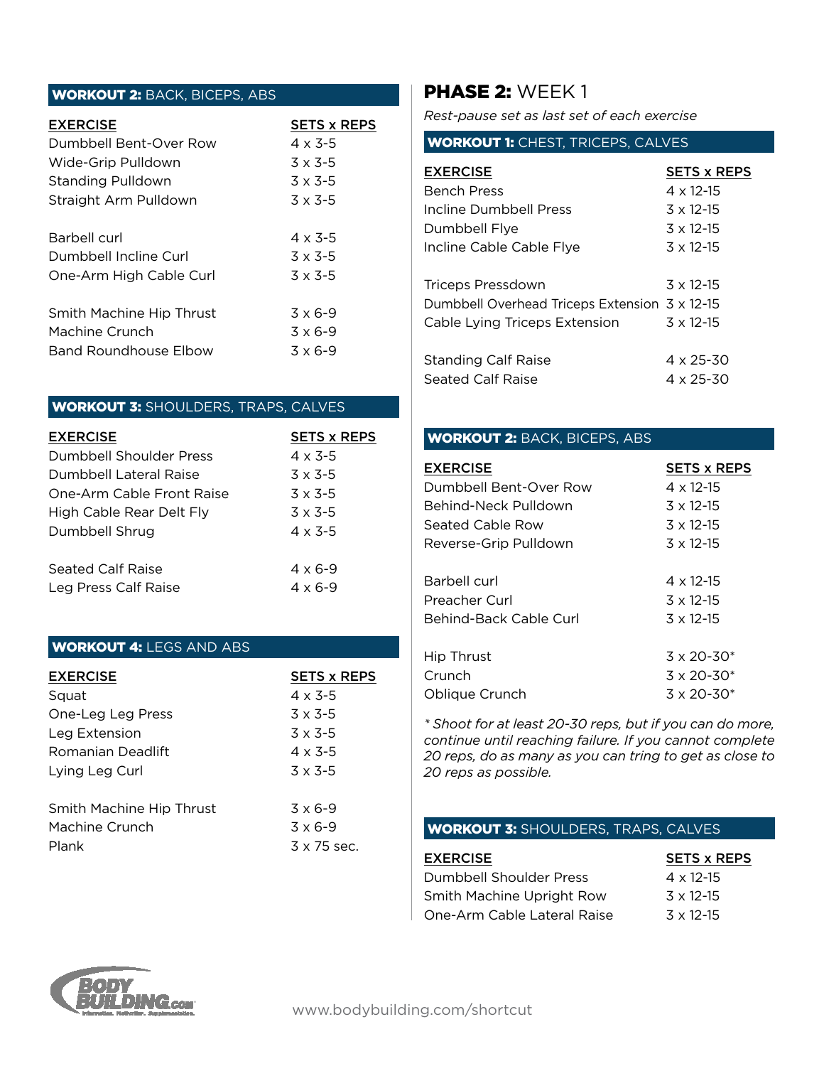### WORKOUT 2: BACK, BICEPS, ABS

| EXERCISE | SETS x REPS |
|---|---|
| Dumbbell Bent-Over Row | 4 x 3-5 |
| Wide-Grip Pulldown | 3 x 3-5 |
| Standing Pulldown | 3 x 3-5 |
| Straight Arm Pulldown | 3 x 3-5 |
| | |
| Barbell curl | 4 x 3-5 |
| Dumbbell Incline Curl | 3 x 3-5 |
| One-Arm High Cable Curl | 3 x 3-5 |
| | |
| Smith Machine Hip Thrust | 3 x 6-9 |
| Machine Crunch | 3 x 6-9 |
| Band Roundhouse Elbow | 3 x 6-9 |

### WORKOUT 3: SHOULDERS, TRAPS, CALVES

| EXERCISE | SETS x REPS |
|---|---|
| Dumbbell Shoulder Press | 4 x 3-5 |
| Dumbbell Lateral Raise | 3 x 3-5 |
| One-Arm Cable Front Raise | 3 x 3-5 |
| High Cable Rear Delt Fly | 3 x 3-5 |
| Dumbbell Shrug | 4 x 3-5 |
| | |
| Seated Calf Raise | 4 x 6-9 |
| Leg Press Calf Raise | 4 x 6-9 |

### WORKOUT 4: LEGS AND ABS

| EXERCISE | SETS x REPS |
|---|---|
| Squat | 4 x 3-5 |
| One-Leg Leg Press | 3 x 3-5 |
| Leg Extension | 3 x 3-5 |
| Romanian Deadlift | 4 x 3-5 |
| Lying Leg Curl | 3 x 3-5 |
| | |
| Smith Machine Hip Thrust | 3 x 6-9 |
| Machine Crunch | 3 x 6-9 |
| Plank | 3 x 75 sec. |

## PHASE 2: WEEK 1

*Rest-pause set as last set of each exercise*

### WORKOUT 1: CHEST, TRICEPS, CALVES

| EXERCISE | SETS x REPS |
|---|---|
| Bench Press | 4 x 12-15 |
| Incline Dumbbell Press | 3 x 12-15 |
| Dumbbell Flye | 3 x 12-15 |
| Incline Cable Cable Flye | 3 x 12-15 |
| | |
| Triceps Pressdown | 3 x 12-15 |
| Dumbbell Overhead Triceps Extension | 3 x 12-15 |
| Cable Lying Triceps Extension | 3 x 12-15 |
| | |
| Standing Calf Raise | 4 x 25-30 |
| Seated Calf Raise | 4 x 25-30 |

### WORKOUT 2: BACK, BICEPS, ABS

| EXERCISE | SETS x REPS |
|---|---|
| Dumbbell Bent-Over Row | 4 x 12-15 |
| Behind-Neck Pulldown | 3 x 12-15 |
| Seated Cable Row | 3 x 12-15 |
| Reverse-Grip Pulldown | 3 x 12-15 |
| | |
| Barbell curl | 4 x 12-15 |
| Preacher Curl | 3 x 12-15 |
| Behind-Back Cable Curl | 3 x 12-15 |
| | |
| Hip Thrust | 3 x 20-30* |
| Crunch | 3 x 20-30* |
| Oblique Crunch | 3 x 20-30* |

*\* Shoot for at least 20-30 reps, but if you can do more, continue until reaching failure. If you cannot complete 20 reps, do as many as you can tring to get as close to 20 reps as possible.*

### WORKOUT 3: SHOULDERS, TRAPS, CALVES

| EXERCISE | SETS x REPS |
|---|---|
| Dumbbell Shoulder Press | 4 x 12-15 |
| Smith Machine Upright Row | 3 x 12-15 |
| One-Arm Cable Lateral Raise | 3 x 12-15 |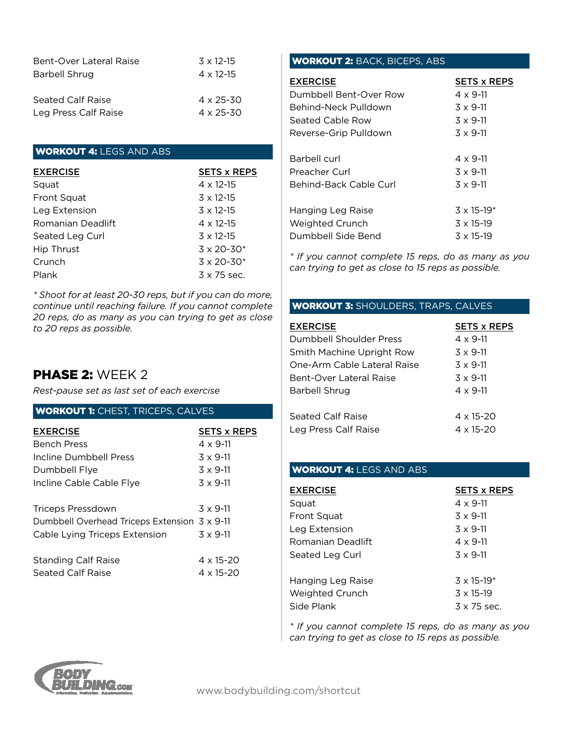| | |
|---|---|
| Bent-Over Lateral Raise | 3 x 12-15 |
| Barbell Shrug | 4 x 12-15 |
| | |
| Seated Calf Raise | 4 x 25-30 |
| Leg Press Calf Raise | 4 x 25-30 |

### WORKOUT 4: LEGS AND ABS

| EXERCISE | SETS x REPS |
|---|---|
| Squat | 4 x 12-15 |
| Front Squat | 3 x 12-15 |
| Leg Extension | 3 x 12-15 |
| Romanian Deadlift | 4 x 12-15 |
| Seated Leg Curl | 3 x 12-15 |
| Hip Thrust | 3 x 20-30* |
| Crunch | 3 x 20-30* |
| Plank | 3 x 75 sec. |

*\* Shoot for at least 20-30 reps, but if you can do more, continue until reaching failure. If you cannot complete 20 reps, do as many as you can trying to get as close to 20 reps as possible.*

## PHASE 2: WEEK 2

*Rest-pause set as last set of each exercise*

### WORKOUT 1: CHEST, TRICEPS, CALVES

| EXERCISE | SETS x REPS |
|---|---|
| Bench Press | 4 x 9-11 |
| Incline Dumbbell Press | 3 x 9-11 |
| Dumbbell Flye | 3 x 9-11 |
| Incline Cable Cable Flye | 3 x 9-11 |
| | |
| Triceps Pressdown | 3 x 9-11 |
| Dumbbell Overhead Triceps Extension | 3 x 9-11 |
| Cable Lying Triceps Extension | 3 x 9-11 |
| | |
| Standing Calf Raise | 4 x 15-20 |
| Seated Calf Raise | 4 x 15-20 |

### WORKOUT 2: BACK, BICEPS, ABS

| EXERCISE | SETS x REPS |
|---|---|
| Dumbbell Bent-Over Row | 4 x 9-11 |
| Behind-Neck Pulldown | 3 x 9-11 |
| Seated Cable Row | 3 x 9-11 |
| Reverse-Grip Pulldown | 3 x 9-11 |
| | |
| Barbell curl | 4 x 9-11 |
| Preacher Curl | 3 x 9-11 |
| Behind-Back Cable Curl | 3 x 9-11 |
| | |
| Hanging Leg Raise | 3 x 15-19* |
| Weighted Crunch | 3 x 15-19 |
| Dumbbell Side Bend | 3 x 15-19 |

*\* If you cannot complete 15 reps, do as many as you can trying to get as close to 15 reps as possible.*

### WORKOUT 3: SHOULDERS, TRAPS, CALVES

| EXERCISE | SETS x REPS |
|---|---|
| Dumbbell Shoulder Press | 4 x 9-11 |
| Smith Machine Upright Row | 3 x 9-11 |
| One-Arm Cable Lateral Raise | 3 x 9-11 |
| Bent-Over Lateral Raise | 3 x 9-11 |
| Barbell Shrug | 4 x 9-11 |
| | |
| Seated Calf Raise | 4 x 15-20 |
| Leg Press Calf Raise | 4 x 15-20 |

### WORKOUT 4: LEGS AND ABS

| EXERCISE | SETS x REPS |
|---|---|
| Squat | 4 x 9-11 |
| Front Squat | 3 x 9-11 |
| Leg Extension | 3 x 9-11 |
| Romanian Deadlift | 4 x 9-11 |
| Seated Leg Curl | 3 x 9-11 |
| | |
| Hanging Leg Raise | 3 x 15-19* |
| Weighted Crunch | 3 x 15-19 |
| Side Plank | 3 x 75 sec. |

*\* If you cannot complete 15 reps, do as many as you can trying to get as close to 15 reps as possible.*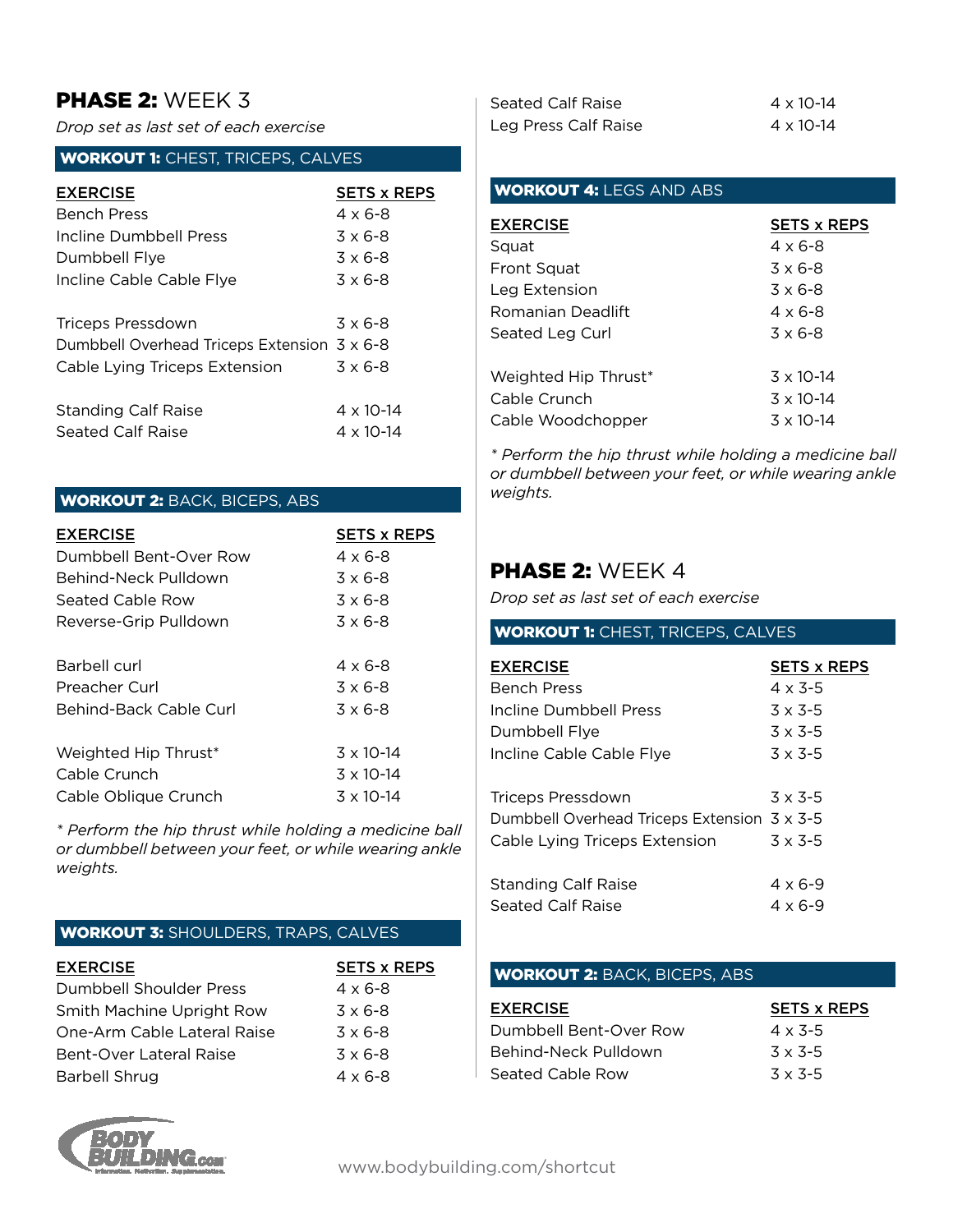## **PHASE 2:** WEEK 3

*Drop set as last set of each exercise*

### **WORKOUT 1:** CHEST, TRICEPS, CALVES

| EXERCISE | SETS x REPS |
|---|---|
| Bench Press | 4 x 6-8 |
| Incline Dumbbell Press | 3 x 6-8 |
| Dumbbell Flye | 3 x 6-8 |
| Incline Cable Cable Flye | 3 x 6-8 |
| Triceps Pressdown | 3 x 6-8 |
| Dumbbell Overhead Triceps Extension | 3 x 6-8 |
| Cable Lying Triceps Extension | 3 x 6-8 |
| Standing Calf Raise | 4 x 10-14 |
| Seated Calf Raise | 4 x 10-14 |

### **WORKOUT 2:** BACK, BICEPS, ABS

| EXERCISE | SETS x REPS |
|---|---|
| Dumbbell Bent-Over Row | 4 x 6-8 |
| Behind-Neck Pulldown | 3 x 6-8 |
| Seated Cable Row | 3 x 6-8 |
| Reverse-Grip Pulldown | 3 x 6-8 |
| Barbell curl | 4 x 6-8 |
| Preacher Curl | 3 x 6-8 |
| Behind-Back Cable Curl | 3 x 6-8 |
| Weighted Hip Thrust* | 3 x 10-14 |
| Cable Crunch | 3 x 10-14 |
| Cable Oblique Crunch | 3 x 10-14 |

*\* Perform the hip thrust while holding a medicine ball or dumbbell between your feet, or while wearing ankle weights.*

### **WORKOUT 3:** SHOULDERS, TRAPS, CALVES

| EXERCISE | SETS x REPS |
|---|---|
| Dumbbell Shoulder Press | 4 x 6-8 |
| Smith Machine Upright Row | 3 x 6-8 |
| One-Arm Cable Lateral Raise | 3 x 6-8 |
| Bent-Over Lateral Raise | 3 x 6-8 |
| Barbell Shrug | 4 x 6-8 |
| Seated Calf Raise | 4 x 10-14 |
| Leg Press Calf Raise | 4 x 10-14 |

### **WORKOUT 4:** LEGS AND ABS

| EXERCISE | SETS x REPS |
|---|---|
| Squat | 4 x 6-8 |
| Front Squat | 3 x 6-8 |
| Leg Extension | 3 x 6-8 |
| Romanian Deadlift | 4 x 6-8 |
| Seated Leg Curl | 3 x 6-8 |
| Weighted Hip Thrust* | 3 x 10-14 |
| Cable Crunch | 3 x 10-14 |
| Cable Woodchopper | 3 x 10-14 |

*\* Perform the hip thrust while holding a medicine ball or dumbbell between your feet, or while wearing ankle weights.*

## **PHASE 2:** WEEK 4

*Drop set as last set of each exercise*

### **WORKOUT 1:** CHEST, TRICEPS, CALVES

| EXERCISE | SETS x REPS |
|---|---|
| Bench Press | 4 x 3-5 |
| Incline Dumbbell Press | 3 x 3-5 |
| Dumbbell Flye | 3 x 3-5 |
| Incline Cable Cable Flye | 3 x 3-5 |
| Triceps Pressdown | 3 x 3-5 |
| Dumbbell Overhead Triceps Extension | 3 x 3-5 |
| Cable Lying Triceps Extension | 3 x 3-5 |
| Standing Calf Raise | 4 x 6-9 |
| Seated Calf Raise | 4 x 6-9 |

### **WORKOUT 2:** BACK, BICEPS, ABS

| EXERCISE | SETS x REPS |
|---|---|
| Dumbbell Bent-Over Row | 4 x 3-5 |
| Behind-Neck Pulldown | 3 x 3-5 |
| Seated Cable Row | 3 x 3-5 |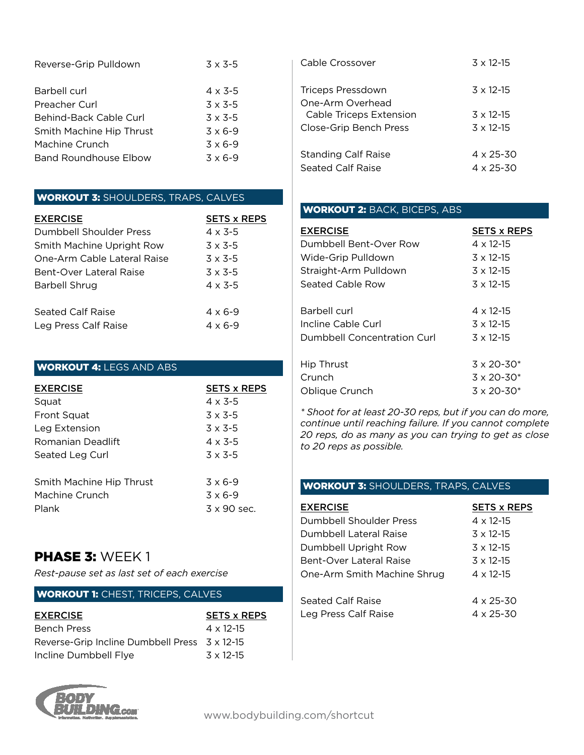| | |
|---|---|
| Reverse-Grip Pulldown | 3 x 3-5 |
| | |
| Barbell curl | 4 x 3-5 |
| Preacher Curl | 3 x 3-5 |
| Behind-Back Cable Curl | 3 x 3-5 |
| Smith Machine Hip Thrust | 3 x 6-9 |
| Machine Crunch | 3 x 6-9 |
| Band Roundhouse Elbow | 3 x 6-9 |

### WORKOUT 3: SHOULDERS, TRAPS, CALVES

| EXERCISE | SETS x REPS |
|---|---|
| Dumbbell Shoulder Press | 4 x 3-5 |
| Smith Machine Upright Row | 3 x 3-5 |
| One-Arm Cable Lateral Raise | 3 x 3-5 |
| Bent-Over Lateral Raise | 3 x 3-5 |
| Barbell Shrug | 4 x 3-5 |
| | |
| Seated Calf Raise | 4 x 6-9 |
| Leg Press Calf Raise | 4 x 6-9 |

### WORKOUT 4: LEGS AND ABS

| EXERCISE | SETS x REPS |
|---|---|
| Squat | 4 x 3-5 |
| Front Squat | 3 x 3-5 |
| Leg Extension | 3 x 3-5 |
| Romanian Deadlift | 4 x 3-5 |
| Seated Leg Curl | 3 x 3-5 |
| | |
| Smith Machine Hip Thrust | 3 x 6-9 |
| Machine Crunch | 3 x 6-9 |
| Plank | 3 x 90 sec. |

## PHASE 3: WEEK 1

*Rest-pause set as last set of each exercise*

### WORKOUT 1: CHEST, TRICEPS, CALVES

| EXERCISE | SETS x REPS |
|---|---|
| Bench Press | 4 x 12-15 |
| Reverse-Grip Incline Dumbbell Press | 3 x 12-15 |
| Incline Dumbbell Flye | 3 x 12-15 |
| Cable Crossover | 3 x 12-15 |
| | |
| Triceps Pressdown | 3 x 12-15 |
| One-Arm Overhead Cable Triceps Extension | 3 x 12-15 |
| Close-Grip Bench Press | 3 x 12-15 |
| | |
| Standing Calf Raise | 4 x 25-30 |
| Seated Calf Raise | 4 x 25-30 |

### WORKOUT 2: BACK, BICEPS, ABS

| EXERCISE | SETS x REPS |
|---|---|
| Dumbbell Bent-Over Row | 4 x 12-15 |
| Wide-Grip Pulldown | 3 x 12-15 |
| Straight-Arm Pulldown | 3 x 12-15 |
| Seated Cable Row | 3 x 12-15 |
| | |
| Barbell curl | 4 x 12-15 |
| Incline Cable Curl | 3 x 12-15 |
| Dumbbell Concentration Curl | 3 x 12-15 |
| | |
| Hip Thrust | 3 x 20-30* |
| Crunch | 3 x 20-30* |
| Oblique Crunch | 3 x 20-30* |

*\* Shoot for at least 20-30 reps, but if you can do more, continue until reaching failure. If you cannot complete 20 reps, do as many as you can trying to get as close to 20 reps as possible.*

### WORKOUT 3: SHOULDERS, TRAPS, CALVES

| EXERCISE | SETS x REPS |
|---|---|
| Dumbbell Shoulder Press | 4 x 12-15 |
| Dumbbell Lateral Raise | 3 x 12-15 |
| Dumbbell Upright Row | 3 x 12-15 |
| Bent-Over Lateral Raise | 3 x 12-15 |
| One-Arm Smith Machine Shrug | 4 x 12-15 |
| | |
| Seated Calf Raise | 4 x 25-30 |
| Leg Press Calf Raise | 4 x 25-30 |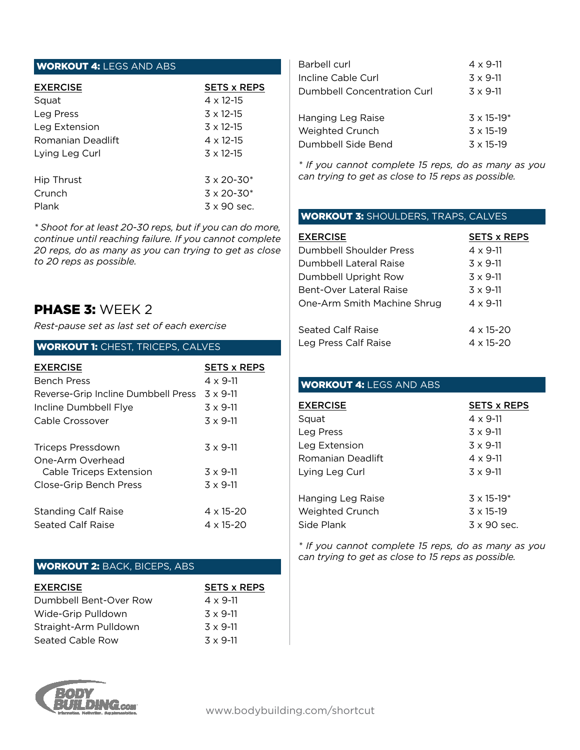### WORKOUT 4: LEGS AND ABS

| EXERCISE | SETS x REPS |
|---|---|
| Squat | 4 x 12-15 |
| Leg Press | 3 x 12-15 |
| Leg Extension | 3 x 12-15 |
| Romanian Deadlift | 4 x 12-15 |
| Lying Leg Curl | 3 x 12-15 |
| | |
| Hip Thrust | 3 x 20-30* |
| Crunch | 3 x 20-30* |
| Plank | 3 x 90 sec. |

*\* Shoot for at least 20-30 reps, but if you can do more, continue until reaching failure. If you cannot complete 20 reps, do as many as you can trying to get as close to 20 reps as possible.*

## PHASE 3: WEEK 2

*Rest-pause set as last set of each exercise*

### WORKOUT 1: CHEST, TRICEPS, CALVES

| EXERCISE | SETS x REPS |
|---|---|
| Bench Press | 4 x 9-11 |
| Reverse-Grip Incline Dumbbell Press | 3 x 9-11 |
| Incline Dumbbell Flye | 3 x 9-11 |
| Cable Crossover | 3 x 9-11 |
| | |
| Triceps Pressdown | 3 x 9-11 |
| One-Arm Overhead Cable Triceps Extension | 3 x 9-11 |
| Close-Grip Bench Press | 3 x 9-11 |
| | |
| Standing Calf Raise | 4 x 15-20 |
| Seated Calf Raise | 4 x 15-20 |

### WORKOUT 2: BACK, BICEPS, ABS

| EXERCISE | SETS x REPS |
|---|---|
| Dumbbell Bent-Over Row | 4 x 9-11 |
| Wide-Grip Pulldown | 3 x 9-11 |
| Straight-Arm Pulldown | 3 x 9-11 |
| Seated Cable Row | 3 x 9-11 |
| | |
| Barbell curl | 4 x 9-11 |
| Incline Cable Curl | 3 x 9-11 |
| Dumbbell Concentration Curl | 3 x 9-11 |
| | |
| Hanging Leg Raise | 3 x 15-19* |
| Weighted Crunch | 3 x 15-19 |
| Dumbbell Side Bend | 3 x 15-19 |

*\* If you cannot complete 15 reps, do as many as you can trying to get as close to 15 reps as possible.*

### WORKOUT 3: SHOULDERS, TRAPS, CALVES

| EXERCISE | SETS x REPS |
|---|---|
| Dumbbell Shoulder Press | 4 x 9-11 |
| Dumbbell Lateral Raise | 3 x 9-11 |
| Dumbbell Upright Row | 3 x 9-11 |
| Bent-Over Lateral Raise | 3 x 9-11 |
| One-Arm Smith Machine Shrug | 4 x 9-11 |
| | |
| Seated Calf Raise | 4 x 15-20 |
| Leg Press Calf Raise | 4 x 15-20 |

### WORKOUT 4: LEGS AND ABS

| EXERCISE | SETS x REPS |
|---|---|
| Squat | 4 x 9-11 |
| Leg Press | 3 x 9-11 |
| Leg Extension | 3 x 9-11 |
| Romanian Deadlift | 4 x 9-11 |
| Lying Leg Curl | 3 x 9-11 |
| | |
| Hanging Leg Raise | 3 x 15-19* |
| Weighted Crunch | 3 x 15-19 |
| Side Plank | 3 x 90 sec. |

*\* If you cannot complete 15 reps, do as many as you can trying to get as close to 15 reps as possible.*

www.bodybuilding.com/shortcut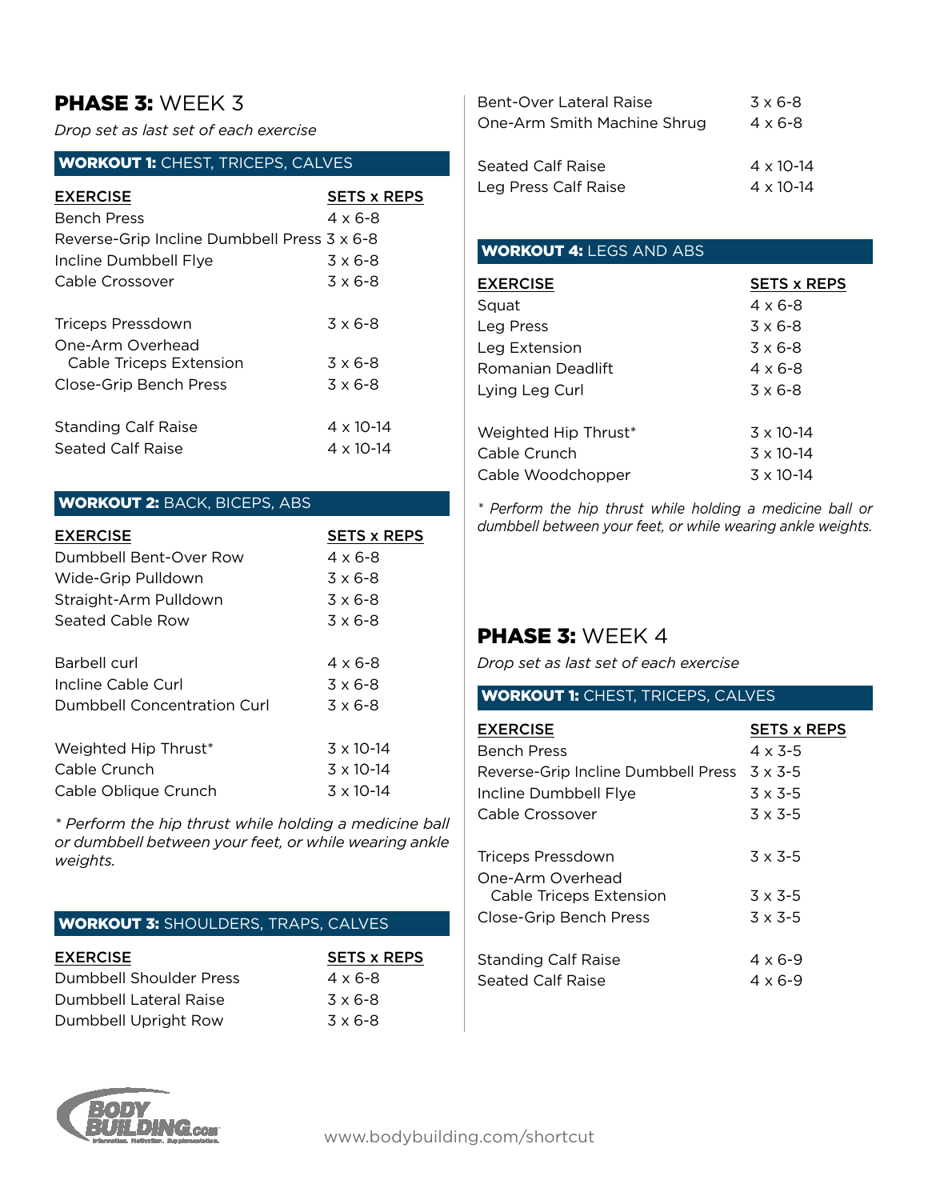## **PHASE 3:** WEEK 3

*Drop set as last set of each exercise*

### **WORKOUT 1:** CHEST, TRICEPS, CALVES

| EXERCISE | SETS x REPS |
|---|---|
| Bench Press | 4 x 6-8 |
| Reverse-Grip Incline Dumbbell Press | 3 x 6-8 |
| Incline Dumbbell Flye | 3 x 6-8 |
| Cable Crossover | 3 x 6-8 |
| | |
| Triceps Pressdown | 3 x 6-8 |
| One-Arm Overhead Cable Triceps Extension | 3 x 6-8 |
| Close-Grip Bench Press | 3 x 6-8 |
| | |
| Standing Calf Raise | 4 x 10-14 |
| Seated Calf Raise | 4 x 10-14 |

### **WORKOUT 2:** BACK, BICEPS, ABS

| EXERCISE | SETS x REPS |
|---|---|
| Dumbbell Bent-Over Row | 4 x 6-8 |
| Wide-Grip Pulldown | 3 x 6-8 |
| Straight-Arm Pulldown | 3 x 6-8 |
| Seated Cable Row | 3 x 6-8 |
| | |
| Barbell curl | 4 x 6-8 |
| Incline Cable Curl | 3 x 6-8 |
| Dumbbell Concentration Curl | 3 x 6-8 |
| | |
| Weighted Hip Thrust* | 3 x 10-14 |
| Cable Crunch | 3 x 10-14 |
| Cable Oblique Crunch | 3 x 10-14 |

*\* Perform the hip thrust while holding a medicine ball or dumbbell between your feet, or while wearing ankle weights.*

### **WORKOUT 3:** SHOULDERS, TRAPS, CALVES

| EXERCISE | SETS x REPS |
|---|---|
| Dumbbell Shoulder Press | 4 x 6-8 |
| Dumbbell Lateral Raise | 3 x 6-8 |
| Dumbbell Upright Row | 3 x 6-8 |
| Bent-Over Lateral Raise | 3 x 6-8 |
| One-Arm Smith Machine Shrug | 4 x 6-8 |
| | |
| Seated Calf Raise | 4 x 10-14 |
| Leg Press Calf Raise | 4 x 10-14 |

### **WORKOUT 4:** LEGS AND ABS

| EXERCISE | SETS x REPS |
|---|---|
| Squat | 4 x 6-8 |
| Leg Press | 3 x 6-8 |
| Leg Extension | 3 x 6-8 |
| Romanian Deadlift | 4 x 6-8 |
| Lying Leg Curl | 3 x 6-8 |
| | |
| Weighted Hip Thrust* | 3 x 10-14 |
| Cable Crunch | 3 x 10-14 |
| Cable Woodchopper | 3 x 10-14 |

*\* Perform the hip thrust while holding a medicine ball or dumbbell between your feet, or while wearing ankle weights.*

## **PHASE 3:** WEEK 4

*Drop set as last set of each exercise*

### **WORKOUT 1:** CHEST, TRICEPS, CALVES

| EXERCISE | SETS x REPS |
|---|---|
| Bench Press | 4 x 3-5 |
| Reverse-Grip Incline Dumbbell Press | 3 x 3-5 |
| Incline Dumbbell Flye | 3 x 3-5 |
| Cable Crossover | 3 x 3-5 |
| | |
| Triceps Pressdown | 3 x 3-5 |
| One-Arm Overhead Cable Triceps Extension | 3 x 3-5 |
| Close-Grip Bench Press | 3 x 3-5 |
| | |
| Standing Calf Raise | 4 x 6-9 |
| Seated Calf Raise | 4 x 6-9 |

www.bodybuilding.com/shortcut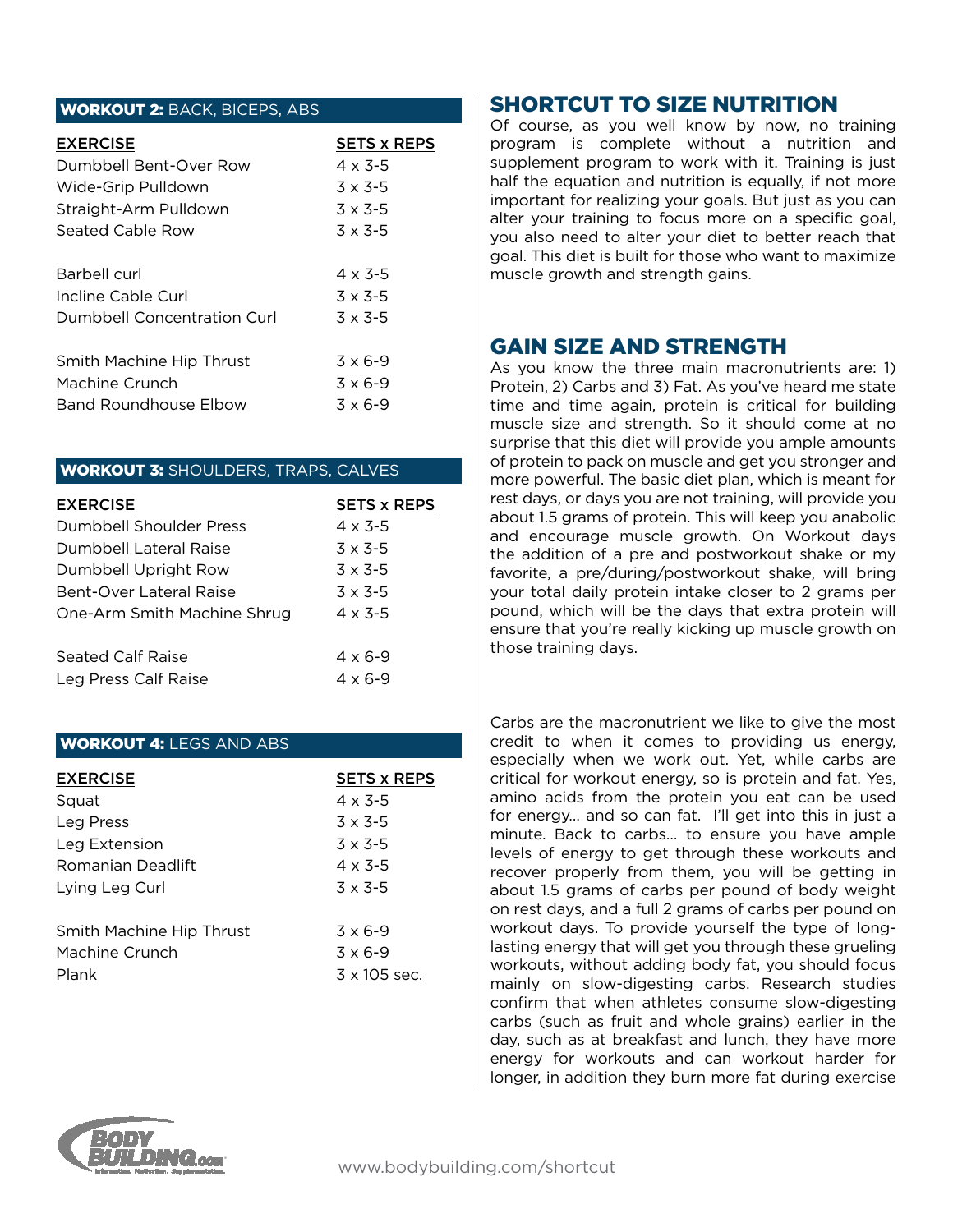## WORKOUT 2: BACK, BICEPS, ABS

| EXERCISE | SETS x REPS |
|---|---|
| Dumbbell Bent-Over Row | 4 x 3-5 |
| Wide-Grip Pulldown | 3 x 3-5 |
| Straight-Arm Pulldown | 3 x 3-5 |
| Seated Cable Row | 3 x 3-5 |
| | |
| Barbell curl | 4 x 3-5 |
| Incline Cable Curl | 3 x 3-5 |
| Dumbbell Concentration Curl | 3 x 3-5 |
| | |
| Smith Machine Hip Thrust | 3 x 6-9 |
| Machine Crunch | 3 x 6-9 |
| Band Roundhouse Elbow | 3 x 6-9 |

## WORKOUT 3: SHOULDERS, TRAPS, CALVES

| EXERCISE | SETS x REPS |
|---|---|
| Dumbbell Shoulder Press | 4 x 3-5 |
| Dumbbell Lateral Raise | 3 x 3-5 |
| Dumbbell Upright Row | 3 x 3-5 |
| Bent-Over Lateral Raise | 3 x 3-5 |
| One-Arm Smith Machine Shrug | 4 x 3-5 |
| | |
| Seated Calf Raise | 4 x 6-9 |
| Leg Press Calf Raise | 4 x 6-9 |

## WORKOUT 4: LEGS AND ABS

| EXERCISE | SETS x REPS |
|---|---|
| Squat | 4 x 3-5 |
| Leg Press | 3 x 3-5 |
| Leg Extension | 3 x 3-5 |
| Romanian Deadlift | 4 x 3-5 |
| Lying Leg Curl | 3 x 3-5 |
| | |
| Smith Machine Hip Thrust | 3 x 6-9 |
| Machine Crunch | 3 x 6-9 |
| Plank | 3 x 105 sec. |

# SHORTCUT TO SIZE NUTRITION

Of course, as you well know by now, no training program is complete without a nutrition and supplement program to work with it. Training is just half the equation and nutrition is equally, if not more important for realizing your goals. But just as you can alter your training to focus more on a specific goal, you also need to alter your diet to better reach that goal. This diet is built for those who want to maximize muscle growth and strength gains.

## GAIN SIZE AND STRENGTH

As you know the three main macronutrients are: 1) Protein, 2) Carbs and 3) Fat. As you've heard me state time and time again, protein is critical for building muscle size and strength. So it should come at no surprise that this diet will provide you ample amounts of protein to pack on muscle and get you stronger and more powerful. The basic diet plan, which is meant for rest days, or days you are not training, will provide you about 1.5 grams of protein. This will keep you anabolic and encourage muscle growth. On Workout days the addition of a pre and postworkout shake or my favorite, a pre/during/postworkout shake, will bring your total daily protein intake closer to 2 grams per pound, which will be the days that extra protein will ensure that you're really kicking up muscle growth on those training days.

Carbs are the macronutrient we like to give the most credit to when it comes to providing us energy, especially when we work out. Yet, while carbs are critical for workout energy, so is protein and fat. Yes, amino acids from the protein you eat can be used for energy… and so can fat. I'll get into this in just a minute. Back to carbs… to ensure you have ample levels of energy to get through these workouts and recover properly from them, you will be getting in about 1.5 grams of carbs per pound of body weight on rest days, and a full 2 grams of carbs per pound on workout days. To provide yourself the type of long-lasting energy that will get you through these grueling workouts, without adding body fat, you should focus mainly on slow-digesting carbs. Research studies confirm that when athletes consume slow-digesting carbs (such as fruit and whole grains) earlier in the day, such as at breakfast and lunch, they have more energy for workouts and can workout harder for longer, in addition they burn more fat during exercise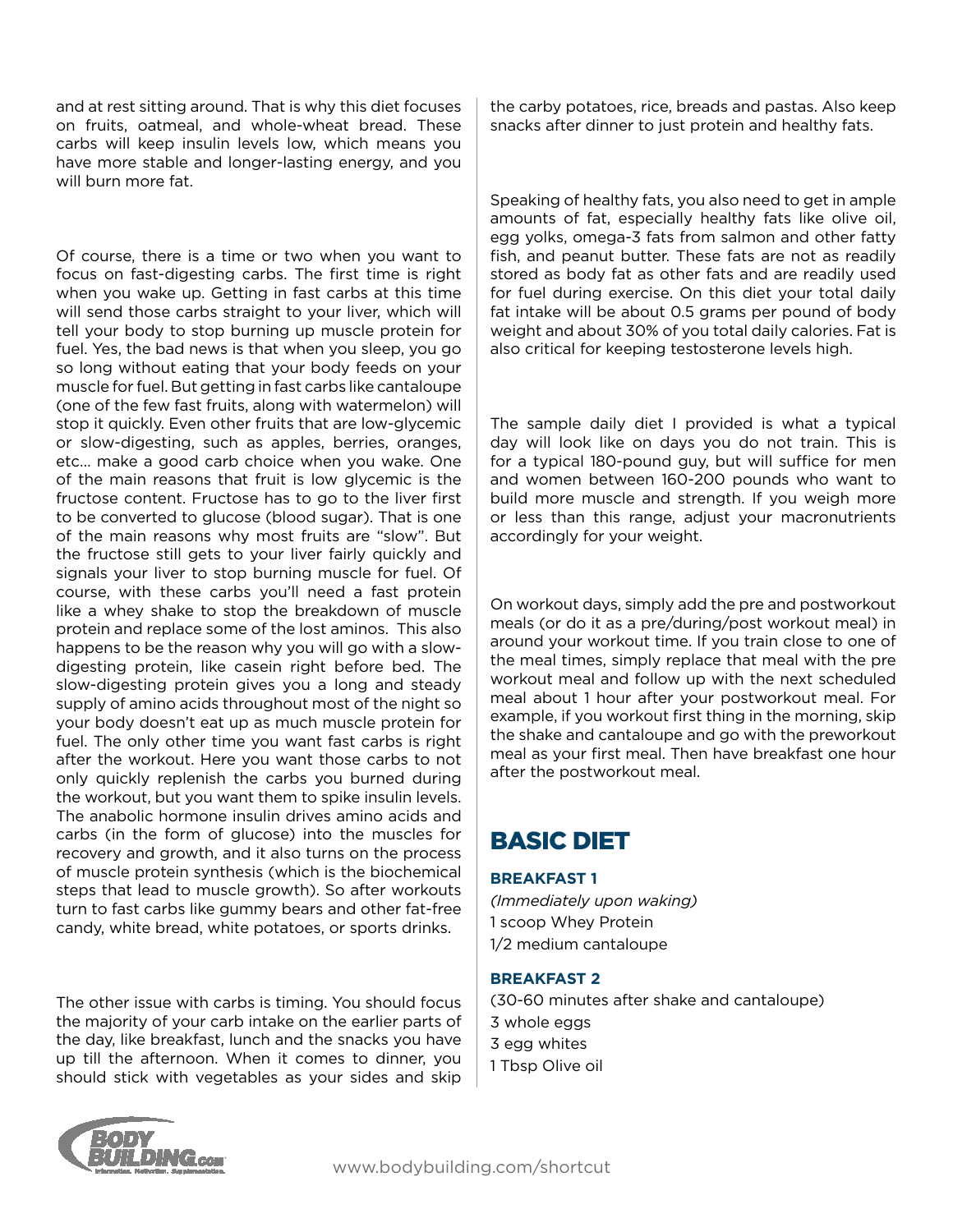and at rest sitting around. That is why this diet focuses on fruits, oatmeal, and whole-wheat bread. These carbs will keep insulin levels low, which means you have more stable and longer-lasting energy, and you will burn more fat.

Of course, there is a time or two when you want to focus on fast-digesting carbs. The first time is right when you wake up. Getting in fast carbs at this time will send those carbs straight to your liver, which will tell your body to stop burning up muscle protein for fuel. Yes, the bad news is that when you sleep, you go so long without eating that your body feeds on your muscle for fuel. But getting in fast carbs like cantaloupe (one of the few fast fruits, along with watermelon) will stop it quickly. Even other fruits that are low-glycemic or slow-digesting, such as apples, berries, oranges, etc… make a good carb choice when you wake. One of the main reasons that fruit is low glycemic is the fructose content. Fructose has to go to the liver first to be converted to glucose (blood sugar). That is one of the main reasons why most fruits are "slow". But the fructose still gets to your liver fairly quickly and signals your liver to stop burning muscle for fuel. Of course, with these carbs you'll need a fast protein like a whey shake to stop the breakdown of muscle protein and replace some of the lost aminos. This also happens to be the reason why you will go with a slow-digesting protein, like casein right before bed. The slow-digesting protein gives you a long and steady supply of amino acids throughout most of the night so your body doesn't eat up as much muscle protein for fuel. The only other time you want fast carbs is right after the workout. Here you want those carbs to not only quickly replenish the carbs you burned during the workout, but you want them to spike insulin levels. The anabolic hormone insulin drives amino acids and carbs (in the form of glucose) into the muscles for recovery and growth, and it also turns on the process of muscle protein synthesis (which is the biochemical steps that lead to muscle growth). So after workouts turn to fast carbs like gummy bears and other fat-free candy, white bread, white potatoes, or sports drinks.

The other issue with carbs is timing. You should focus the majority of your carb intake on the earlier parts of the day, like breakfast, lunch and the snacks you have up till the afternoon. When it comes to dinner, you should stick with vegetables as your sides and skip the carby potatoes, rice, breads and pastas. Also keep snacks after dinner to just protein and healthy fats.

Speaking of healthy fats, you also need to get in ample amounts of fat, especially healthy fats like olive oil, egg yolks, omega-3 fats from salmon and other fatty fish, and peanut butter. These fats are not as readily stored as body fat as other fats and are readily used for fuel during exercise. On this diet your total daily fat intake will be about 0.5 grams per pound of body weight and about 30% of you total daily calories. Fat is also critical for keeping testosterone levels high.

The sample daily diet I provided is what a typical day will look like on days you do not train. This is for a typical 180-pound guy, but will suffice for men and women between 160-200 pounds who want to build more muscle and strength. If you weigh more or less than this range, adjust your macronutrients accordingly for your weight.

On workout days, simply add the pre and postworkout meals (or do it as a pre/during/post workout meal) in around your workout time. If you train close to one of the meal times, simply replace that meal with the pre workout meal and follow up with the next scheduled meal about 1 hour after your postworkout meal. For example, if you workout first thing in the morning, skip the shake and cantaloupe and go with the preworkout meal as your first meal. Then have breakfast one hour after the postworkout meal.

## BASIC DIET

**BREAKFAST 1**

*(Immediately upon waking)*
1 scoop Whey Protein
1/2 medium cantaloupe

**BREAKFAST 2**

(30-60 minutes after shake and cantaloupe)
3 whole eggs
3 egg whites
1 Tbsp Olive oil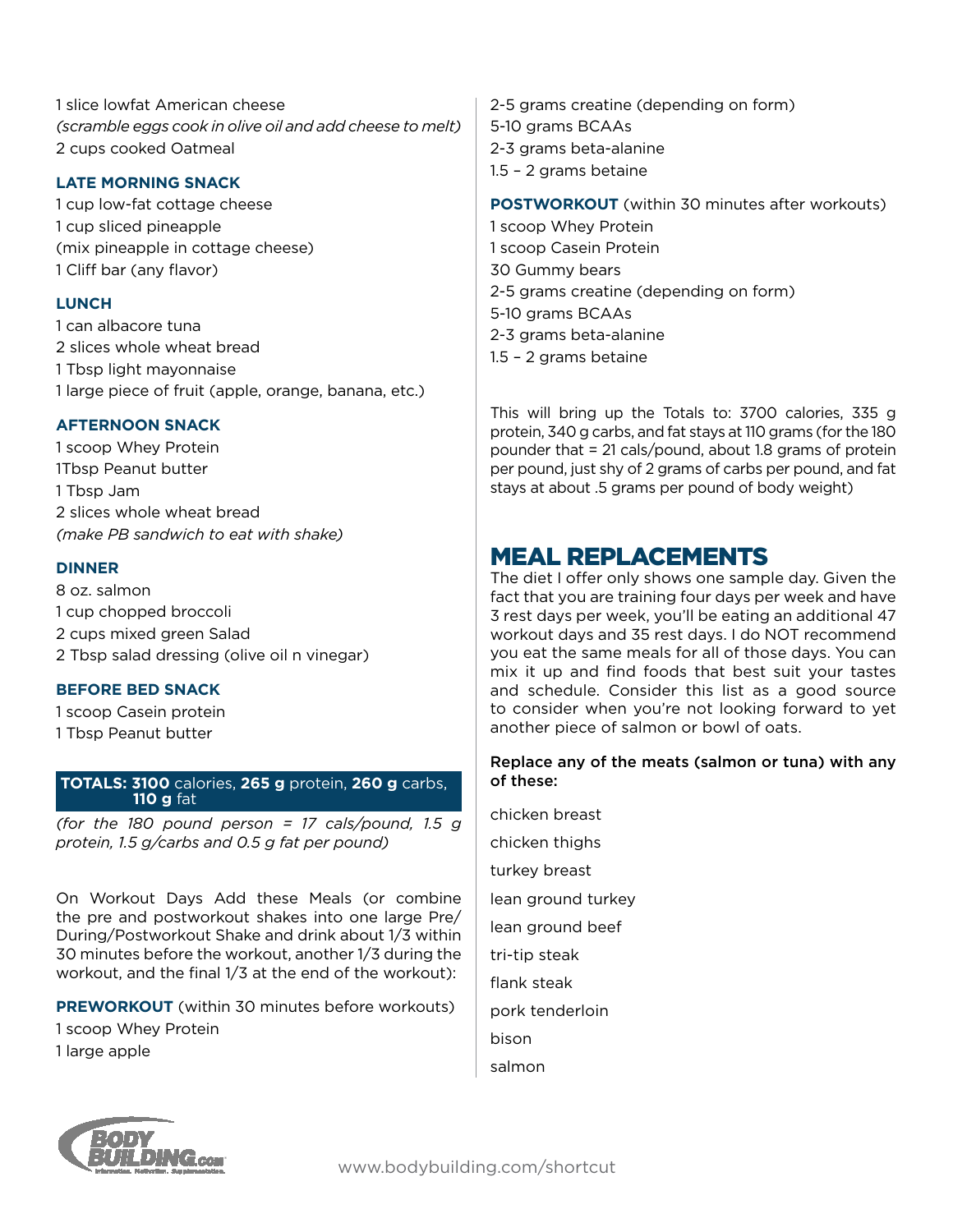1 slice lowfat American cheese
*(scramble eggs cook in olive oil and add cheese to melt)*
2 cups cooked Oatmeal

### LATE MORNING SNACK

1 cup low-fat cottage cheese
1 cup sliced pineapple
(mix pineapple in cottage cheese)
1 Cliff bar (any flavor)

### LUNCH

1 can albacore tuna
2 slices whole wheat bread
1 Tbsp light mayonnaise
1 large piece of fruit (apple, orange, banana, etc.)

### AFTERNOON SNACK

1 scoop Whey Protein
1Tbsp Peanut butter
1 Tbsp Jam
2 slices whole wheat bread
*(make PB sandwich to eat with shake)*

### DINNER

8 oz. salmon
1 cup chopped broccoli
2 cups mixed green Salad
2 Tbsp salad dressing (olive oil n vinegar)

### BEFORE BED SNACK

1 scoop Casein protein
1 Tbsp Peanut butter

**TOTALS: 3100** calories, **265 g** protein, **260 g** carbs, **110 g** fat

*(for the 180 pound person = 17 cals/pound, 1.5 g protein, 1.5 g/carbs and 0.5 g fat per pound)*

On Workout Days Add these Meals (or combine the pre and postworkout shakes into one large Pre/During/Postworkout Shake and drink about 1/3 within 30 minutes before the workout, another 1/3 during the workout, and the final 1/3 at the end of the workout):

**PREWORKOUT** (within 30 minutes before workouts)
1 scoop Whey Protein
1 large apple
2-5 grams creatine (depending on form)
5-10 grams BCAAs
2-3 grams beta-alanine
1.5 – 2 grams betaine

**POSTWORKOUT** (within 30 minutes after workouts)
1 scoop Whey Protein
1 scoop Casein Protein
30 Gummy bears
2-5 grams creatine (depending on form)
5-10 grams BCAAs
2-3 grams beta-alanine
1.5 – 2 grams betaine

This will bring up the Totals to: 3700 calories, 335 g protein, 340 g carbs, and fat stays at 110 grams (for the 180 pounder that = 21 cals/pound, about 1.8 grams of protein per pound, just shy of 2 grams of carbs per pound, and fat stays at about .5 grams per pound of body weight)

## MEAL REPLACEMENTS

The diet I offer only shows one sample day. Given the fact that you are training four days per week and have 3 rest days per week, you'll be eating an additional 47 workout days and 35 rest days. I do NOT recommend you eat the same meals for all of those days. You can mix it up and find foods that best suit your tastes and schedule. Consider this list as a good source to consider when you're not looking forward to yet another piece of salmon or bowl of oats.

**Replace any of the meats (salmon or tuna) with any of these:**

chicken breast
chicken thighs
turkey breast
lean ground turkey
lean ground beef
tri-tip steak
flank steak
pork tenderloin
bison
salmon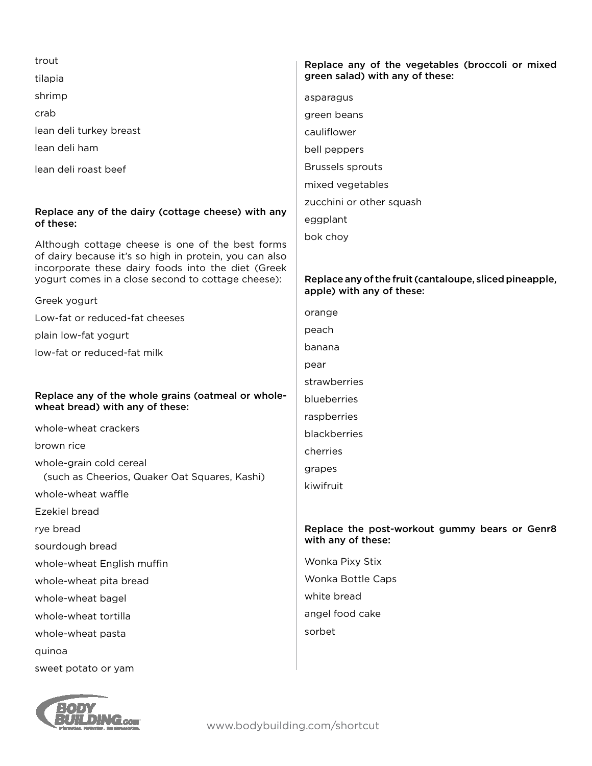trout

tilapia

shrimp

crab

lean deli turkey breast

lean deli ham

lean deli roast beef

**Replace any of the dairy (cottage cheese) with any of these:**

Although cottage cheese is one of the best forms of dairy because it's so high in protein, you can also incorporate these dairy foods into the diet (Greek yogurt comes in a close second to cottage cheese):

Greek yogurt

Low-fat or reduced-fat cheeses

plain low-fat yogurt

low-fat or reduced-fat milk

**Replace any of the whole grains (oatmeal or whole-wheat bread) with any of these:**

whole-wheat crackers

brown rice

whole-grain cold cereal
(such as Cheerios, Quaker Oat Squares, Kashi)

whole-wheat waffle

Ezekiel bread

rye bread

sourdough bread

whole-wheat English muffin

whole-wheat pita bread

whole-wheat bagel

whole-wheat tortilla

whole-wheat pasta

quinoa

sweet potato or yam

**Replace any of the vegetables (broccoli or mixed green salad) with any of these:**

asparagus

green beans

cauliflower

bell peppers

Brussels sprouts

mixed vegetables

zucchini or other squash

eggplant

bok choy

**Replace any of the fruit (cantaloupe, sliced pineapple, apple) with any of these:**

orange

peach

banana

pear

strawberries

blueberries

raspberries

blackberries

cherries

grapes

kiwifruit

**Replace the post-workout gummy bears or Genr8 with any of these:**

Wonka Pixy Stix

Wonka Bottle Caps

white bread

angel food cake

sorbet